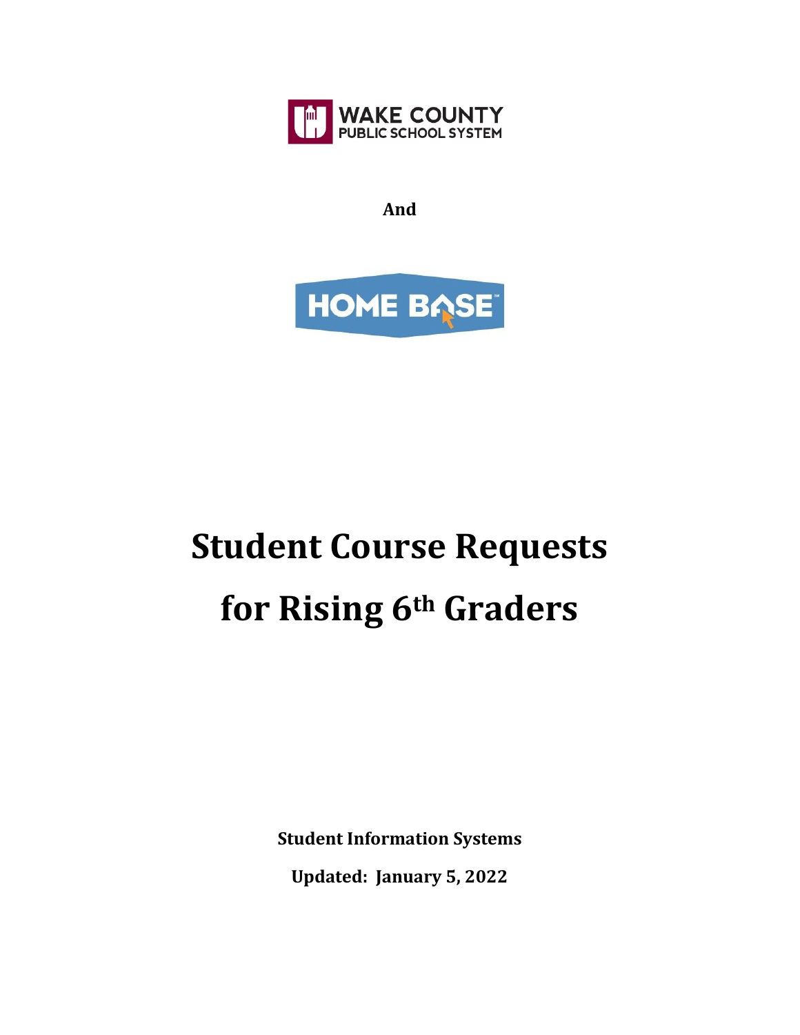WAKE COUNTY PUBLIC SCHOOL SYSTEM

**And**

HOME BASE

# Student Course Requests for Rising 6th Graders

**Student Information Systems**

**Updated: January 5, 2022**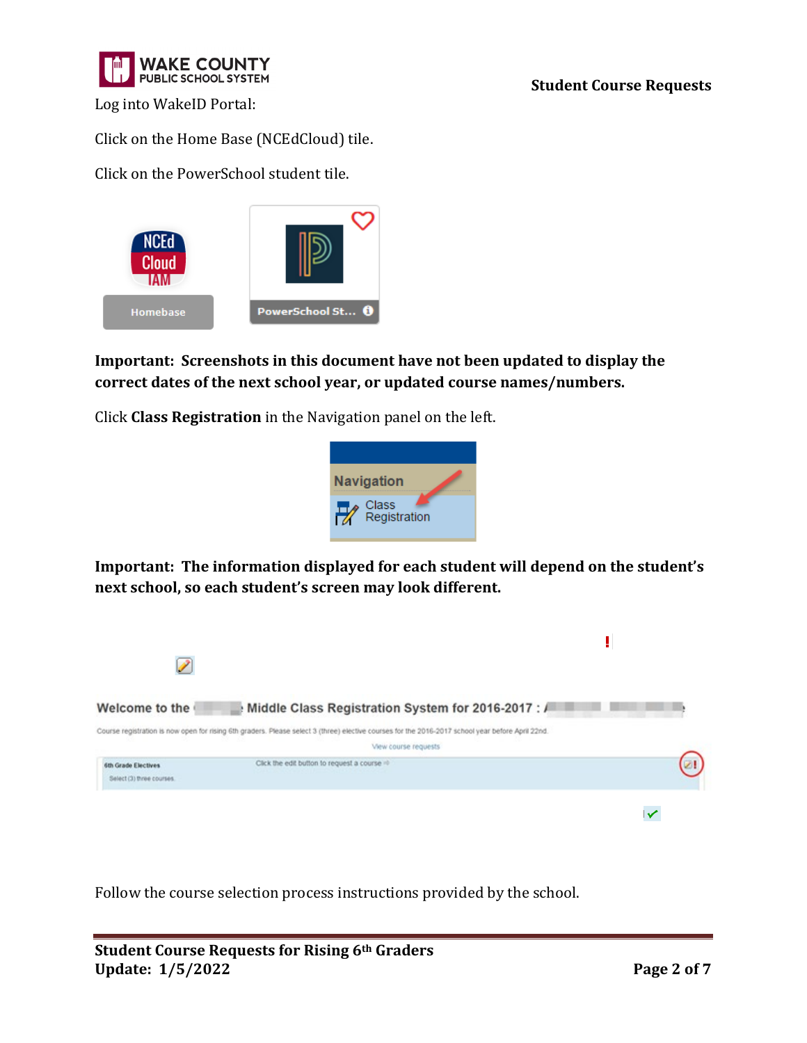Log into WakeID Portal:

Click on the Home Base (NCEdCloud) tile.

Click on the PowerSchool student tile.

**Important: Screenshots in this document have not been updated to display the correct dates of the next school year, or updated course names/numbers.**

Click **Class Registration** in the Navigation panel on the left.

**Important: The information displayed for each student will depend on the student's next school, so each student's screen may look different.**

Follow the course selection process instructions provided by the school.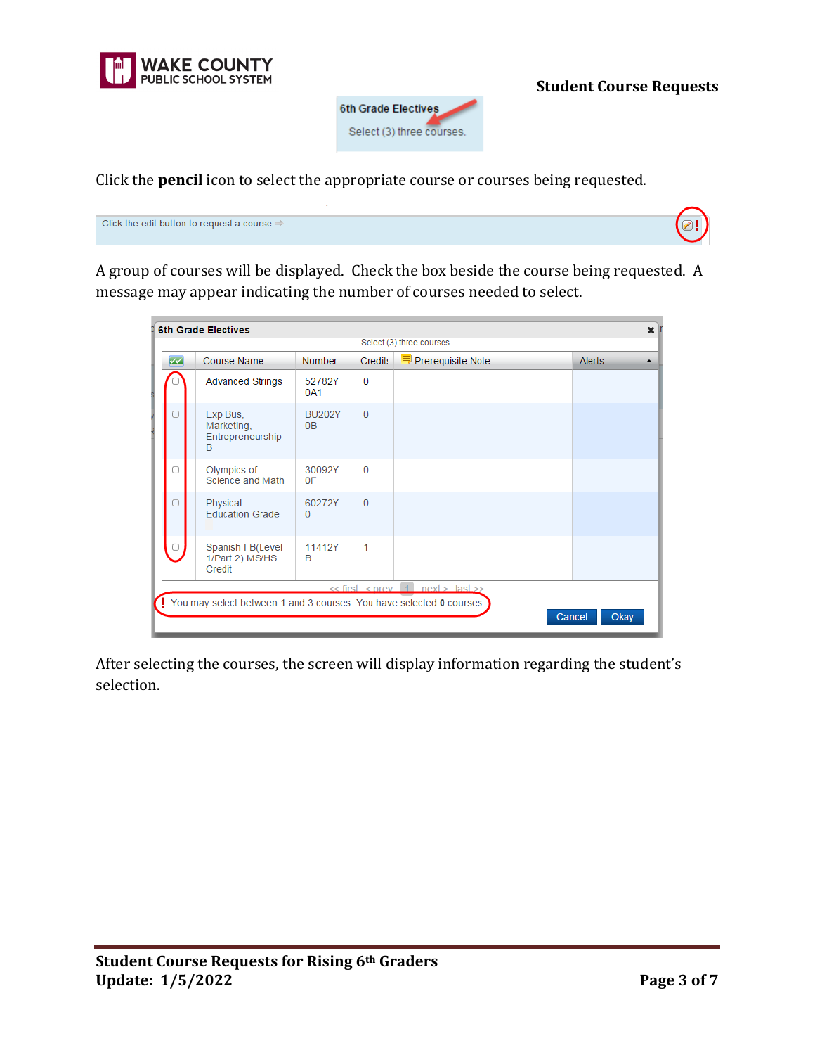6th Grade Electives

Select (3) three courses.

Click the **pencil** icon to select the appropriate course or courses being requested.

Click the edit button to request a course ⇒

A group of courses will be displayed. Check the box beside the course being requested. A message may appear indicating the number of courses needed to select.

**6th Grade Electives**

Select (3) three courses.

| | Course Name | Number | Credits | Prerequisite Note | Alerts |
|---|---|---|---|---|---|
| ☐ | Advanced Strings | 52782Y0A1 | 0 | | |
| ☐ | Exp Bus, Marketing, Entrepreneurship B | BU202Y0B | 0 | | |
| ☐ | Olympics of Science and Math | 30092Y0F | 0 | | |
| ☐ | Physical Education Grade | 60272Y0 | 0 | | |
| ☐ | Spanish I B(Level 1/Part 2) MS/HS Credit | 11412YB | 1 | | |

<< first < prev 1 next > last >>

! You may select between 1 and 3 courses. You have selected **0** courses.

Cancel Okay

After selecting the courses, the screen will display information regarding the student's selection.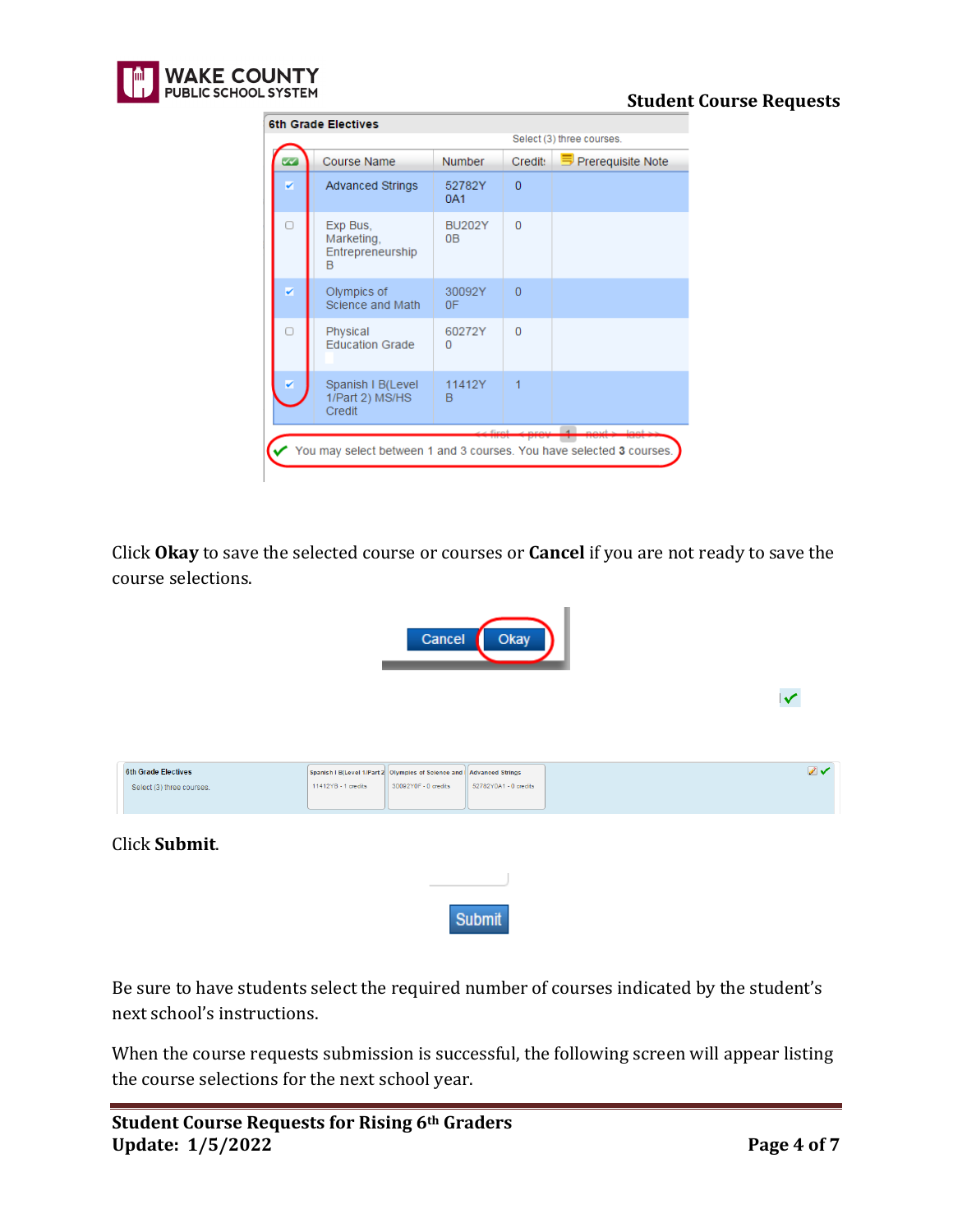**6th Grade Electives**

Select (3) three courses.

| | Course Name | Number | Credit | Prerequisite Note |
|---|---|---|---|---|
| ☑ | Advanced Strings | 52782Y0A1 | 0 | |
| ☐ | Exp Bus, Marketing, Entrepreneurship B | BU202Y0B | 0 | |
| ☑ | Olympics of Science and Math | 30092Y0F | 0 | |
| ☐ | Physical Education Grade | 60272Y0 | 0 | |
| ☑ | Spanish I B(Level 1/Part 2) MS/HS Credit | 11412YB | 1 | |

✔ You may select between 1 and 3 courses. You have selected 3 courses.

Click **Okay** to save the selected course or courses or **Cancel** if you are not ready to save the course selections.

Cancel | Okay

| 6th Grade Electives<br>Select (3) three courses. | Spanish I B(Level 1/Part 2<br>11412YB - 1 credits | Olympics of Science and<br>30092Y0F - 0 credits | Advanced Strings<br>52782Y0A1 - 0 credits |
|---|---|---|---|

Click **Submit**.

Submit

Be sure to have students select the required number of courses indicated by the student's next school's instructions.

When the course requests submission is successful, the following screen will appear listing the course selections for the next school year.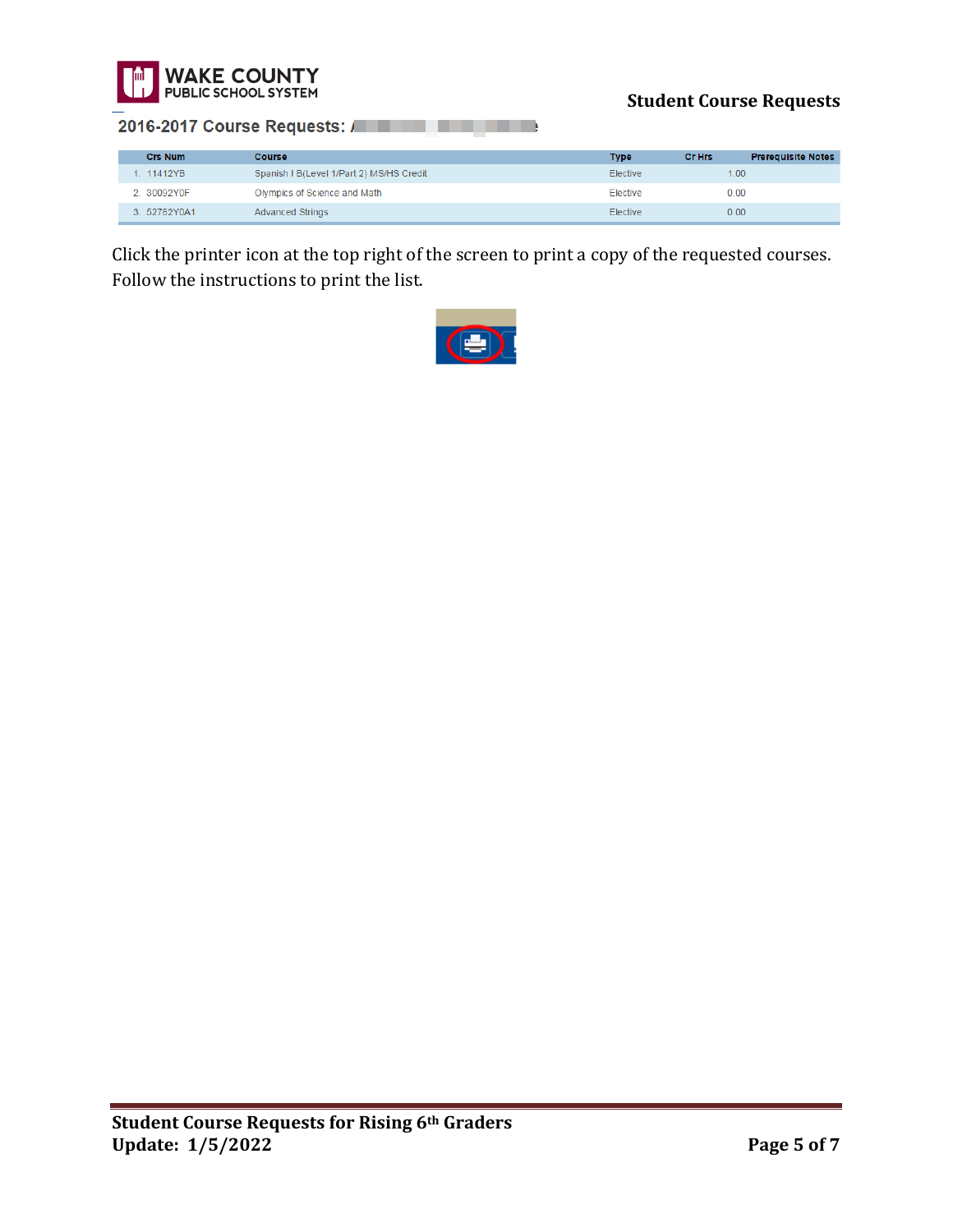2016-2017 Course Requests:

| Crs Num | Course | Type | Cr Hrs | Prerequisite Notes |
|---|---|---|---|---|
| 1. 11412YB | Spanish I B(Level 1/Part 2) MS/HS Credit | Elective | 1.00 | |
| 2. 30092Y0F | Olympics of Science and Math | Elective | 0.00 | |
| 3. 52782Y0A1 | Advanced Strings | Elective | 0.00 | |

Click the printer icon at the top right of the screen to print a copy of the requested courses. Follow the instructions to print the list.